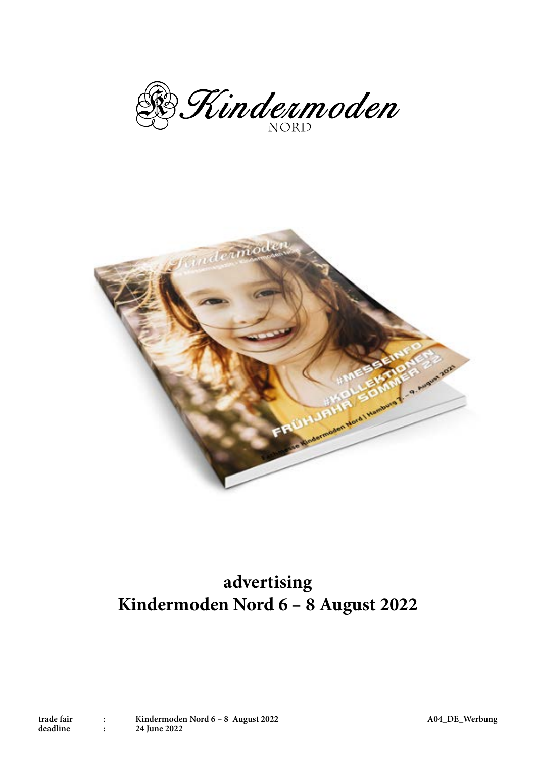Kindermoden NORD

# advertising
# Kindermoden Nord 6 – 8 August 2022

| | | | |
|---|---|---|---|
| **trade fair** | **:** | **Kindermoden Nord 6 – 8 August 2022** | **A04_DE_Werbung** |
| **deadline** | **:** | **24 June 2022** | |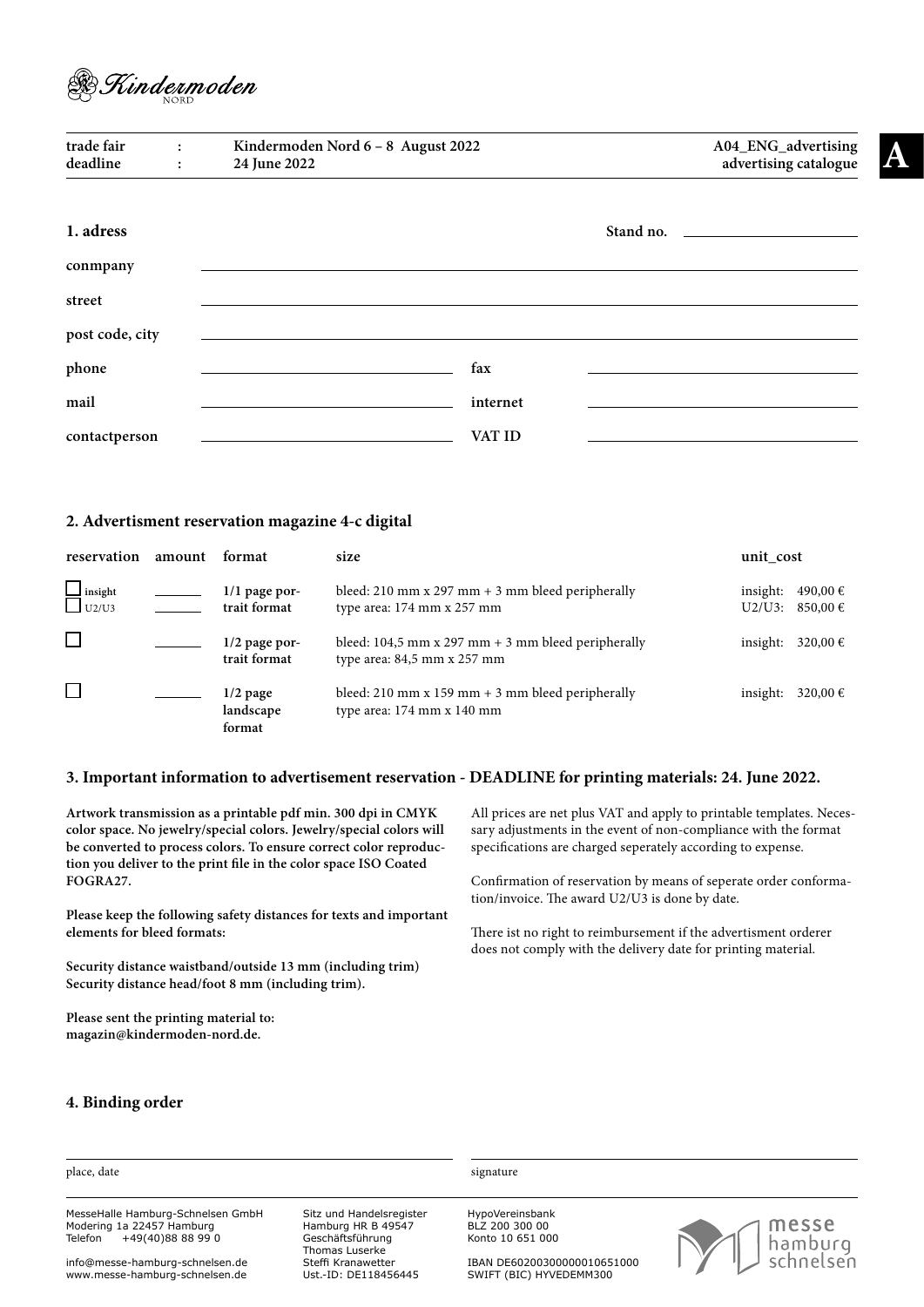Kindermoden NORD

| | | | |
|---|---|---|---|
| **trade fair** | **:** | **Kindermoden Nord 6 – 8 August 2022** | **A04_ENG_advertising** |
| **deadline** | **:** | **24 June 2022** | **advertising catalogue** |

**A**

## 1. adress

**Stand no.** ______________________

**conmpany** ____________________________________________

**street** ____________________________________________

**post code, city** ____________________________________________

**phone** ______________________ **fax** ______________________

**mail** ______________________ **internet** ______________________

**contactperson** ______________________ **VAT ID** ______________________

## 2. Advertisment reservation magazine 4-c digital

| reservation | amount | format | size | unit_cost |
|---|---|---|---|---|
| ☐ insight<br>☐ U2/U3 | ______<br>______ | **1/1 page portrait format** | bleed: 210 mm x 297 mm + 3 mm bleed peripherally<br>type area: 174 mm x 257 mm | insight: 490,00 €<br>U2/U3: 850,00 € |
| ☐ | ______ | **1/2 page portrait format** | bleed: 104,5 mm x 297 mm + 3 mm bleed peripherally<br>type area: 84,5 mm x 257 mm | insight: 320,00 € |
| ☐ | ______ | **1/2 page landscape format** | bleed: 210 mm x 159 mm + 3 mm bleed peripherally<br>type area: 174 mm x 140 mm | insight: 320,00 € |

## 3. Important information to advertisement reservation - DEADLINE for printing materials: 24. June 2022.

**Artwork transmission as a printable pdf min. 300 dpi in CMYK color space. No jewelry/special colors. Jewelry/special colors will be converted to process colors. To ensure correct color reproduction you deliver to the print file in the color space ISO Coated FOGRA27.**

**Please keep the following safety distances for texts and important elements for bleed formats:**

**Security distance waistband/outside 13 mm (including trim)**
**Security distance head/foot 8 mm (including trim).**

**Please sent the printing material to:**
**magazin@kindermoden-nord.de.**

All prices are net plus VAT and apply to printable templates. Necessary adjustments in the event of non-compliance with the format specifications are charged seperately according to expense.

Confirmation of reservation by means of seperate order conformation/invoice. The award U2/U3 is done by date.

There ist no right to reimbursement if the advertisment orderer does not comply with the delivery date for printing material.

## 4. Binding order

______________________________ ______________________________
place, date signature

MesseHalle Hamburg-Schnelsen GmbH
Modering 1a 22457 Hamburg
Telefon +49(40)88 88 99 0

info@messe-hamburg-schnelsen.de
www.messe-hamburg-schnelsen.de

Sitz und Handelsregister
Hamburg HR B 49547
Geschäftsführung
Thomas Luserke
Steffi Kranawetter
Ust.-ID: DE118456445

HypoVereinsbank
BLZ 200 300 00
Konto 10 651 000

IBAN DE60200300000010651000
SWIFT (BIC) HYVEDEMM300

messe hamburg schnelsen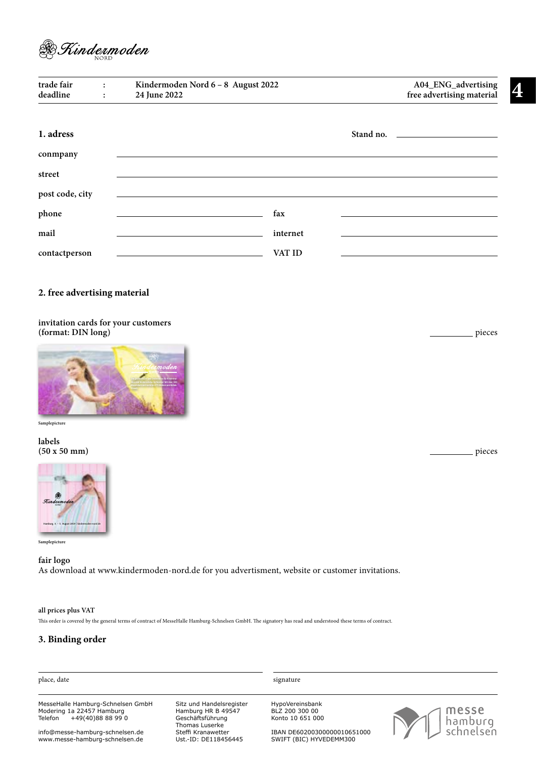Kindermoden NORD

| | | | |
|---|---|---|---|
| trade fair | : | Kindermoden Nord 6 – 8 August 2022 | A04_ENG_advertising |
| deadline | : | 24 June 2022 | free advertising material |

## 1. adress

Stand no. ____________________

conmpany ____________________

street ____________________

post code, city ____________________

phone ____________________ fax ____________________

mail ____________________ internet ____________________

contactperson ____________________ VAT ID ____________________

## 2. free advertising material

**invitation cards for your customers**
**(format: DIN long)** __________ pieces

Samplepicture

**labels**
**(50 x 50 mm)** __________ pieces

Samplepicture

**fair logo**
As download at www.kindermoden-nord.de for you advertisment, website or customer invitations.

**all prices plus VAT**

This order is covered by the general terms of contract of MesseHalle Hamburg-Schnelsen GmbH. The signatory has read and understood these terms of contract.

## 3. Binding order

place, date ____________________ signature ____________________

MesseHalle Hamburg-Schnelsen GmbH
Modering 1a 22457 Hamburg
Telefon +49(40)88 88 99 0

info@messe-hamburg-schnelsen.de
www.messe-hamburg-schnelsen.de

Sitz und Handelsregister
Hamburg HR B 49547
Geschäftsführung
Thomas Luserke
Steffi Kranawetter
Ust.-ID: DE118456445

HypoVereinsbank
BLZ 200 300 00
Konto 10 651 000

IBAN DE60200300000010651000
SWIFT (BIC) HYVEDEMM300

messe hamburg schnelsen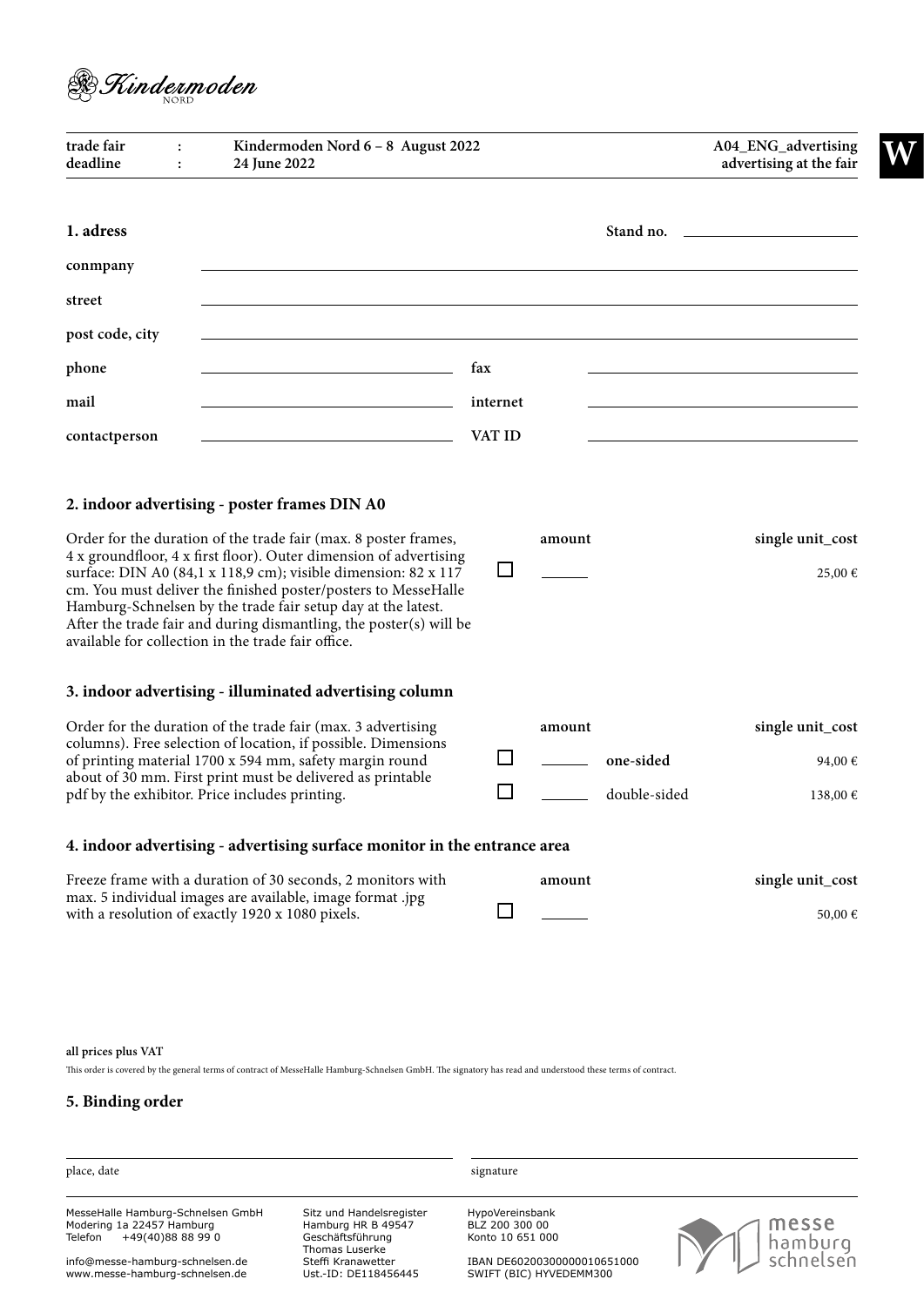Kindermoden NORD

| | | | |
|---|---|---|---|
| **trade fair** | **:** | **Kindermoden Nord 6 – 8 August 2022** | **A04_ENG_advertising** |
| **deadline** | **:** | **24 June 2022** | **advertising at the fair** |

**W**

## 1. adress

**Stand no.** ______________________

**conmpany** ______________________

**street** ______________________

**post code, city** ______________________

**phone** ______________________ **fax** ______________________

**mail** ______________________ **internet** ______________________

**contactperson** ______________________ **VAT ID** ______________________

## 2. indoor advertising - poster frames DIN A0

Order for the duration of the trade fair (max. 8 poster frames, 4 x groundfloor, 4 x first floor). Outer dimension of advertising surface: DIN A0 (84,1 x 118,9 cm); visible dimension: 82 x 117 cm. You must deliver the finished poster/posters to MesseHalle Hamburg-Schnelsen by the trade fair setup day at the latest. After the trade fair and during dismantling, the poster(s) will be available for collection in the trade fair office.

| | amount | | single unit_cost |
|---|---|---|---|
| ☐ | ______ | | 25,00 € |

## 3. indoor advertising - illuminated advertising column

Order for the duration of the trade fair (max. 3 advertising columns). Free selection of location, if possible. Dimensions of printing material 1700 x 594 mm, safety margin round about of 30 mm. First print must be delivered as printable pdf by the exhibitor. Price includes printing.

| | amount | | single unit_cost |
|---|---|---|---|
| ☐ | ______ | **one-sided** | 94,00 € |
| ☐ | ______ | double-sided | 138,00 € |

## 4. indoor advertising - advertising surface monitor in the entrance area

Freeze frame with a duration of 30 seconds, 2 monitors with max. 5 individual images are available, image format .jpg with a resolution of exactly 1920 x 1080 pixels.

| | amount | | single unit_cost |
|---|---|---|---|
| ☐ | ______ | | 50,00 € |

**all prices plus VAT**

This order is covered by the general terms of contract of MesseHalle Hamburg-Schnelsen GmbH. The signatory has read and understood these terms of contract.

## 5. Binding order

______________________ place, date

______________________ signature

MesseHalle Hamburg-Schnelsen GmbH
Modering 1a 22457 Hamburg
Telefon +49(40)88 88 99 0

info@messe-hamburg-schnelsen.de
www.messe-hamburg-schnelsen.de

Sitz und Handelsregister
Hamburg HR B 49547
Geschäftsführung
Thomas Luserke
Steffi Kranawetter
Ust.-ID: DE118456445

HypoVereinsbank
BLZ 200 300 00
Konto 10 651 000

IBAN DE60200300000010651000
SWIFT (BIC) HYVEDEMM300

messe hamburg schnelsen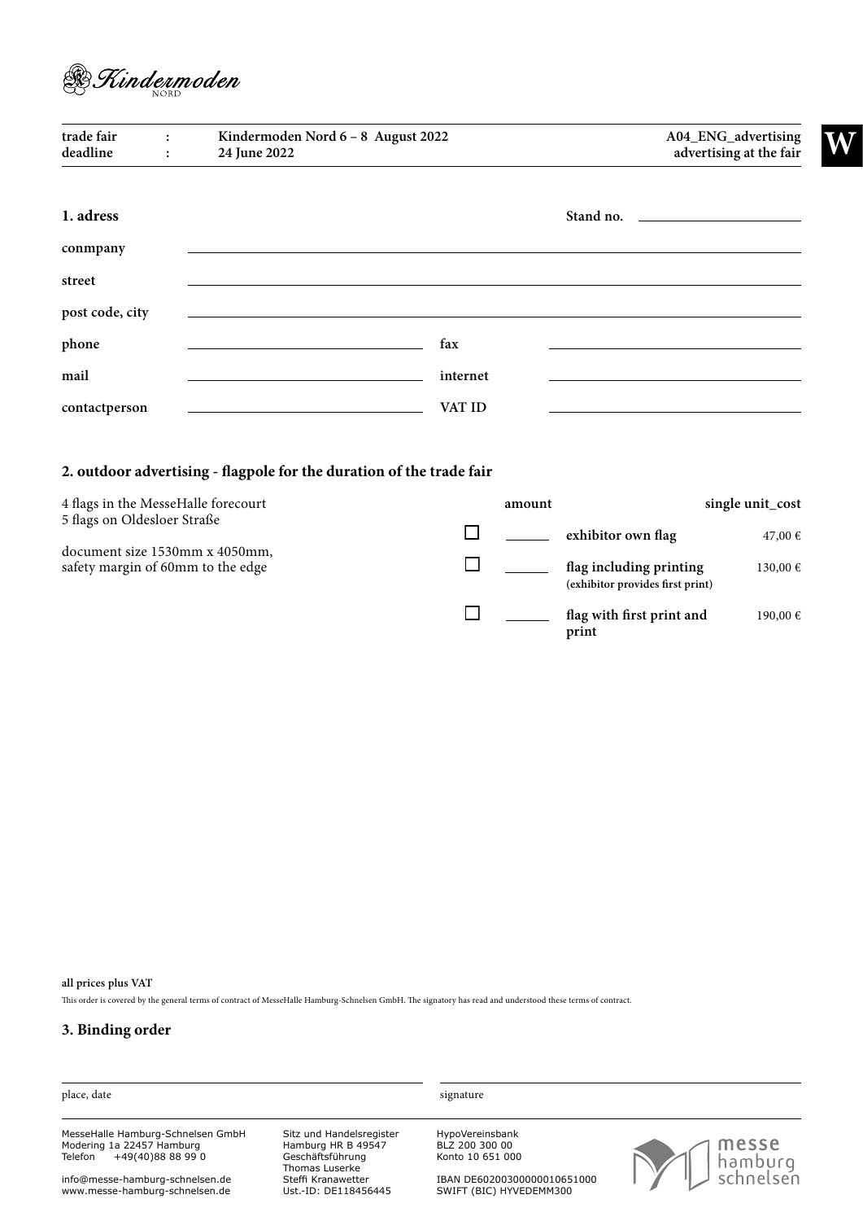Kindermoden NORD

| | | | |
|---|---|---|---|
| **trade fair** | **:** | **Kindermoden Nord 6 – 8 August 2022** | **A04_ENG_advertising** |
| **deadline** | **:** | **24 June 2022** | **advertising at the fair** |

**W**

## 1. adress

**Stand no.** ____________________

**conmpany** ____________________

**street** ____________________

**post code, city** ____________________

**phone** ____________________ **fax** ____________________

**mail** ____________________ **internet** ____________________

**contactperson** ____________________ **VAT ID** ____________________

## 2. outdoor advertising - flagpole for the duration of the trade fair

4 flags in the MesseHalle forecourt
5 flags on Oldesloer Straße

document size 1530mm x 4050mm,
safety margin of 60mm to the edge

| | amount | | single unit_cost |
|---|---|---|---|
| ☐ | ______ | **exhibitor own flag** | 47,00 € |
| ☐ | ______ | **flag including printing** (exhibitor provides first print) | 130,00 € |
| ☐ | ______ | **flag with first print and print** | 190,00 € |

**all prices plus VAT**

This order is covered by the general terms of contract of MesseHalle Hamburg-Schnelsen GmbH. The signatory has read and understood these terms of contract.

## 3. Binding order

place, date ____________________ signature ____________________

MesseHalle Hamburg-Schnelsen GmbH
Modering 1a 22457 Hamburg
Telefon +49(40)88 88 99 0

info@messe-hamburg-schnelsen.de
www.messe-hamburg-schnelsen.de

Sitz und Handelsregister
Hamburg HR B 49547
Geschäftsführung
Thomas Luserke
Steffi Kranawetter
Ust.-ID: DE118456445

HypoVereinsbank
BLZ 200 300 00
Konto 10 651 000

IBAN DE60200300000010651000
SWIFT (BIC) HYVEDEMM300

messe hamburg schnelsen